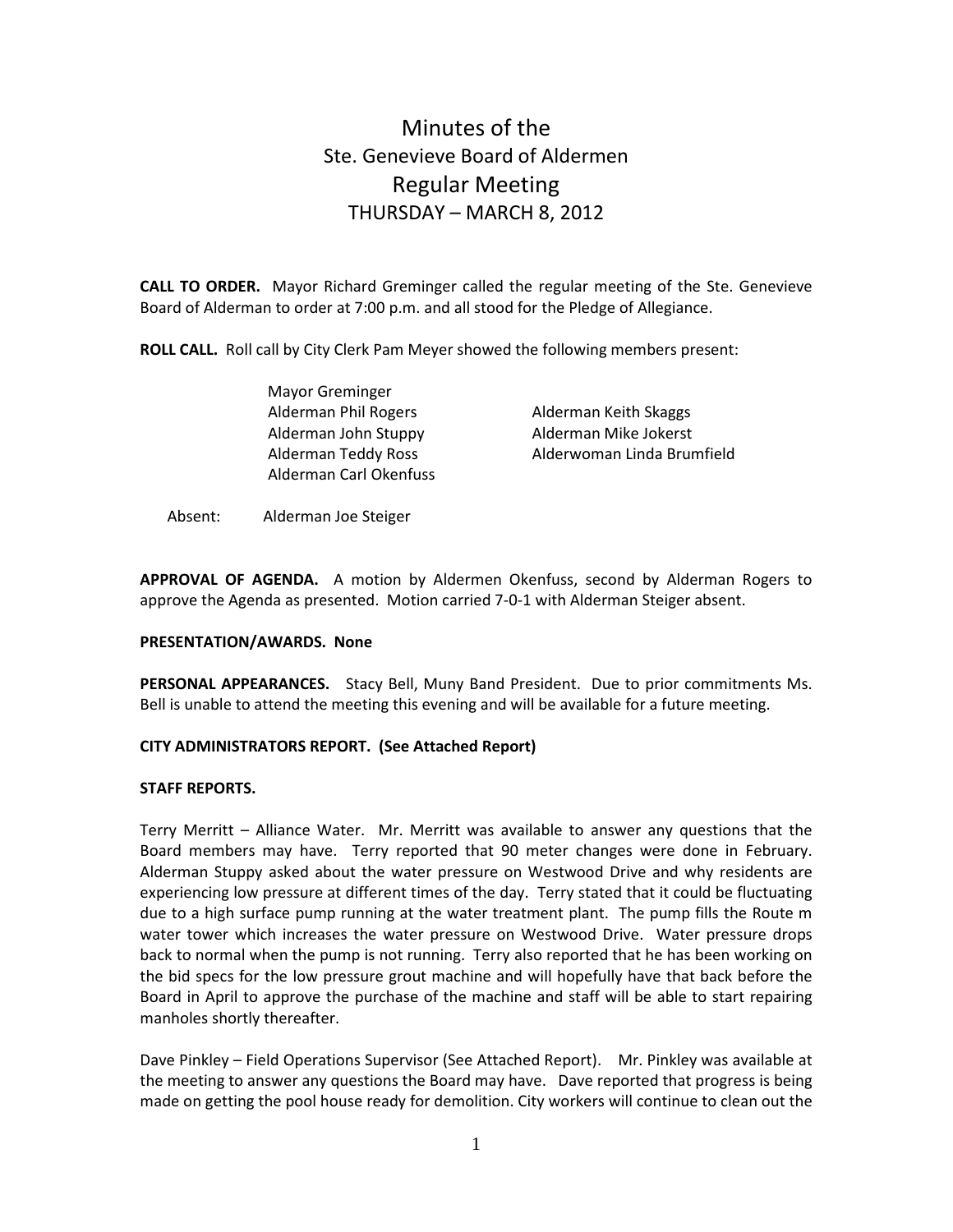# Minutes of the
## Ste. Genevieve Board of Aldermen
## Regular Meeting
### THURSDAY – MARCH 8, 2012

**CALL TO ORDER.** Mayor Richard Greminger called the regular meeting of the Ste. Genevieve Board of Alderman to order at 7:00 p.m. and all stood for the Pledge of Allegiance.

**ROLL CALL.** Roll call by City Clerk Pam Meyer showed the following members present:

Mayor Greminger
Alderman Phil Rogers
Alderman John Stuppy
Alderman Teddy Ross
Alderman Carl Okenfuss
Alderman Keith Skaggs
Alderman Mike Jokerst
Alderwoman Linda Brumfield

Absent: Alderman Joe Steiger

**APPROVAL OF AGENDA.** A motion by Aldermen Okenfuss, second by Alderman Rogers to approve the Agenda as presented. Motion carried 7-0-1 with Alderman Steiger absent.

**PRESENTATION/AWARDS. None**

**PERSONAL APPEARANCES.** Stacy Bell, Muny Band President. Due to prior commitments Ms. Bell is unable to attend the meeting this evening and will be available for a future meeting.

**CITY ADMINISTRATORS REPORT. (See Attached Report)**

**STAFF REPORTS.**

Terry Merritt – Alliance Water. Mr. Merritt was available to answer any questions that the Board members may have. Terry reported that 90 meter changes were done in February. Alderman Stuppy asked about the water pressure on Westwood Drive and why residents are experiencing low pressure at different times of the day. Terry stated that it could be fluctuating due to a high surface pump running at the water treatment plant. The pump fills the Route m water tower which increases the water pressure on Westwood Drive. Water pressure drops back to normal when the pump is not running. Terry also reported that he has been working on the bid specs for the low pressure grout machine and will hopefully have that back before the Board in April to approve the purchase of the machine and staff will be able to start repairing manholes shortly thereafter.

Dave Pinkley – Field Operations Supervisor (See Attached Report). Mr. Pinkley was available at the meeting to answer any questions the Board may have. Dave reported that progress is being made on getting the pool house ready for demolition. City workers will continue to clean out the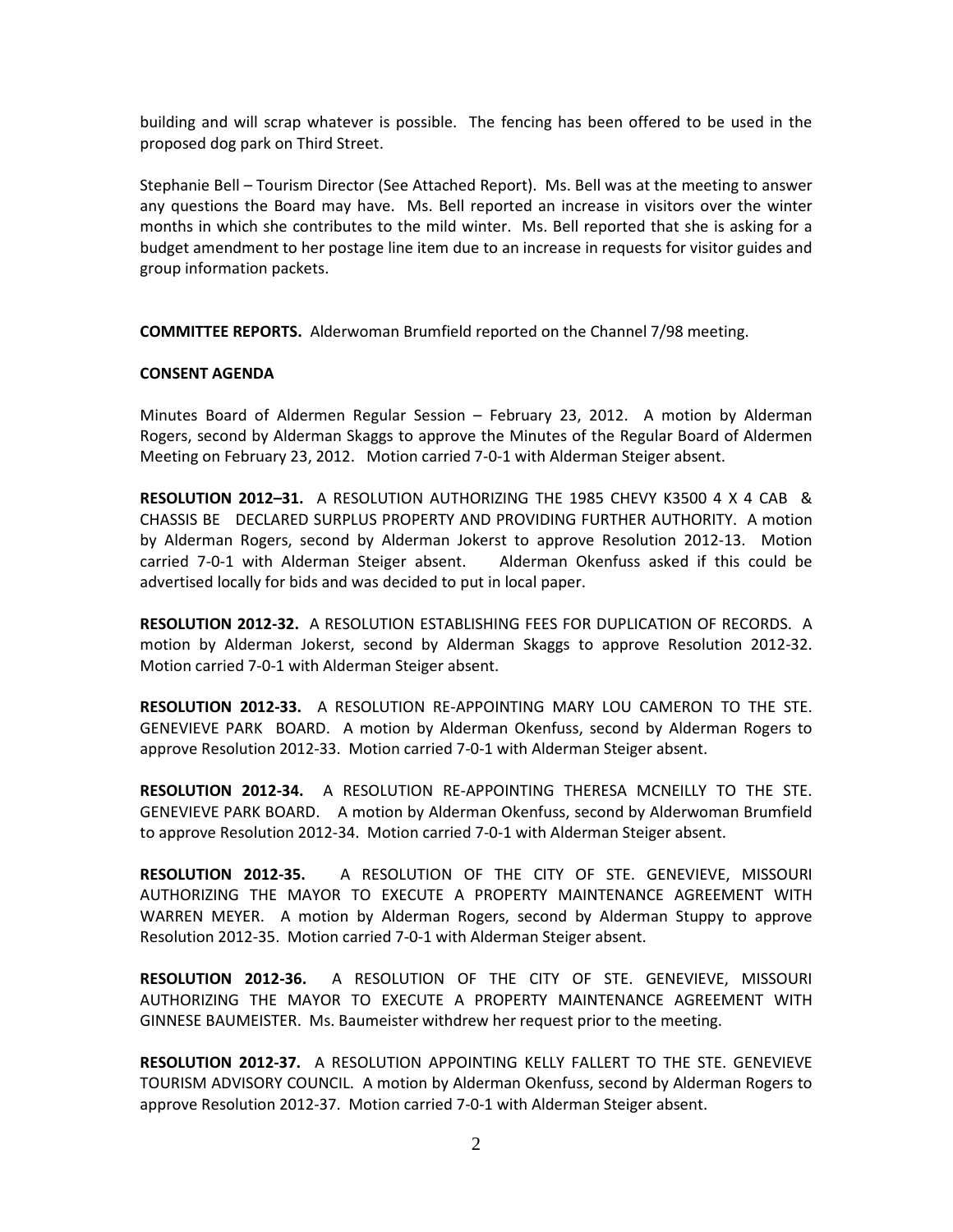building and will scrap whatever is possible. The fencing has been offered to be used in the proposed dog park on Third Street.

Stephanie Bell – Tourism Director (See Attached Report). Ms. Bell was at the meeting to answer any questions the Board may have. Ms. Bell reported an increase in visitors over the winter months in which she contributes to the mild winter. Ms. Bell reported that she is asking for a budget amendment to her postage line item due to an increase in requests for visitor guides and group information packets.

**COMMITTEE REPORTS.** Alderwoman Brumfield reported on the Channel 7/98 meeting.

**CONSENT AGENDA**

Minutes Board of Aldermen Regular Session – February 23, 2012. A motion by Alderman Rogers, second by Alderman Skaggs to approve the Minutes of the Regular Board of Aldermen Meeting on February 23, 2012. Motion carried 7-0-1 with Alderman Steiger absent.

**RESOLUTION 2012–31.** A RESOLUTION AUTHORIZING THE 1985 CHEVY K3500 4 X 4 CAB & CHASSIS BE DECLARED SURPLUS PROPERTY AND PROVIDING FURTHER AUTHORITY. A motion by Alderman Rogers, second by Alderman Jokerst to approve Resolution 2012-13. Motion carried 7-0-1 with Alderman Steiger absent. Alderman Okenfuss asked if this could be advertised locally for bids and was decided to put in local paper.

**RESOLUTION 2012-32.** A RESOLUTION ESTABLISHING FEES FOR DUPLICATION OF RECORDS. A motion by Alderman Jokerst, second by Alderman Skaggs to approve Resolution 2012-32. Motion carried 7-0-1 with Alderman Steiger absent.

**RESOLUTION 2012-33.** A RESOLUTION RE-APPOINTING MARY LOU CAMERON TO THE STE. GENEVIEVE PARK BOARD. A motion by Alderman Okenfuss, second by Alderman Rogers to approve Resolution 2012-33. Motion carried 7-0-1 with Alderman Steiger absent.

**RESOLUTION 2012-34.** A RESOLUTION RE-APPOINTING THERESA MCNEILLY TO THE STE. GENEVIEVE PARK BOARD. A motion by Alderman Okenfuss, second by Alderwoman Brumfield to approve Resolution 2012-34. Motion carried 7-0-1 with Alderman Steiger absent.

**RESOLUTION 2012-35.** A RESOLUTION OF THE CITY OF STE. GENEVIEVE, MISSOURI AUTHORIZING THE MAYOR TO EXECUTE A PROPERTY MAINTENANCE AGREEMENT WITH WARREN MEYER. A motion by Alderman Rogers, second by Alderman Stuppy to approve Resolution 2012-35. Motion carried 7-0-1 with Alderman Steiger absent.

**RESOLUTION 2012-36.** A RESOLUTION OF THE CITY OF STE. GENEVIEVE, MISSOURI AUTHORIZING THE MAYOR TO EXECUTE A PROPERTY MAINTENANCE AGREEMENT WITH GINNESE BAUMEISTER. Ms. Baumeister withdrew her request prior to the meeting.

**RESOLUTION 2012-37.** A RESOLUTION APPOINTING KELLY FALLERT TO THE STE. GENEVIEVE TOURISM ADVISORY COUNCIL. A motion by Alderman Okenfuss, second by Alderman Rogers to approve Resolution 2012-37. Motion carried 7-0-1 with Alderman Steiger absent.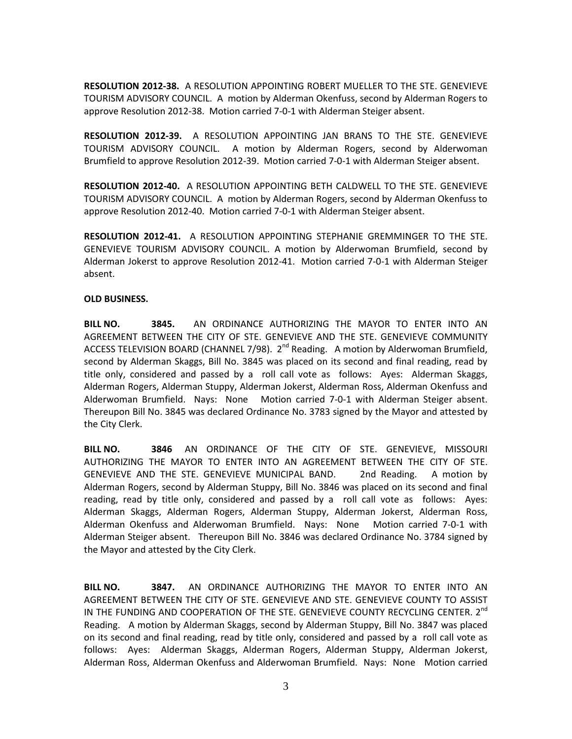**RESOLUTION 2012-38.** A RESOLUTION APPOINTING ROBERT MUELLER TO THE STE. GENEVIEVE TOURISM ADVISORY COUNCIL. A motion by Alderman Okenfuss, second by Alderman Rogers to approve Resolution 2012-38. Motion carried 7-0-1 with Alderman Steiger absent.

**RESOLUTION 2012-39.** A RESOLUTION APPOINTING JAN BRANS TO THE STE. GENEVIEVE TOURISM ADVISORY COUNCIL. A motion by Alderman Rogers, second by Alderwoman Brumfield to approve Resolution 2012-39. Motion carried 7-0-1 with Alderman Steiger absent.

**RESOLUTION 2012-40.** A RESOLUTION APPOINTING BETH CALDWELL TO THE STE. GENEVIEVE TOURISM ADVISORY COUNCIL. A motion by Alderman Rogers, second by Alderman Okenfuss to approve Resolution 2012-40. Motion carried 7-0-1 with Alderman Steiger absent.

**RESOLUTION 2012-41.** A RESOLUTION APPOINTING STEPHANIE GREMMINGER TO THE STE. GENEVIEVE TOURISM ADVISORY COUNCIL. A motion by Alderwoman Brumfield, second by Alderman Jokerst to approve Resolution 2012-41. Motion carried 7-0-1 with Alderman Steiger absent.

**OLD BUSINESS.**

**BILL NO. 3845.** AN ORDINANCE AUTHORIZING THE MAYOR TO ENTER INTO AN AGREEMENT BETWEEN THE CITY OF STE. GENEVIEVE AND THE STE. GENEVIEVE COMMUNITY ACCESS TELEVISION BOARD (CHANNEL 7/98). 2nd Reading. A motion by Alderwoman Brumfield, second by Alderman Skaggs, Bill No. 3845 was placed on its second and final reading, read by title only, considered and passed by a roll call vote as follows: Ayes: Alderman Skaggs, Alderman Rogers, Alderman Stuppy, Alderman Jokerst, Alderman Ross, Alderman Okenfuss and Alderwoman Brumfield. Nays: None Motion carried 7-0-1 with Alderman Steiger absent. Thereupon Bill No. 3845 was declared Ordinance No. 3783 signed by the Mayor and attested by the City Clerk.

**BILL NO. 3846** AN ORDINANCE OF THE CITY OF STE. GENEVIEVE, MISSOURI AUTHORIZING THE MAYOR TO ENTER INTO AN AGREEMENT BETWEEN THE CITY OF STE. GENEVIEVE AND THE STE. GENEVIEVE MUNICIPAL BAND. 2nd Reading. A motion by Alderman Rogers, second by Alderman Stuppy, Bill No. 3846 was placed on its second and final reading, read by title only, considered and passed by a roll call vote as follows: Ayes: Alderman Skaggs, Alderman Rogers, Alderman Stuppy, Alderman Jokerst, Alderman Ross, Alderman Okenfuss and Alderwoman Brumfield. Nays: None Motion carried 7-0-1 with Alderman Steiger absent. Thereupon Bill No. 3846 was declared Ordinance No. 3784 signed by the Mayor and attested by the City Clerk.

**BILL NO. 3847.** AN ORDINANCE AUTHORIZING THE MAYOR TO ENTER INTO AN AGREEMENT BETWEEN THE CITY OF STE. GENEVIEVE AND STE. GENEVIEVE COUNTY TO ASSIST IN THE FUNDING AND COOPERATION OF THE STE. GENEVIEVE COUNTY RECYCLING CENTER. 2nd Reading. A motion by Alderman Skaggs, second by Alderman Stuppy, Bill No. 3847 was placed on its second and final reading, read by title only, considered and passed by a roll call vote as follows: Ayes: Alderman Skaggs, Alderman Rogers, Alderman Stuppy, Alderman Jokerst, Alderman Ross, Alderman Okenfuss and Alderwoman Brumfield. Nays: None Motion carried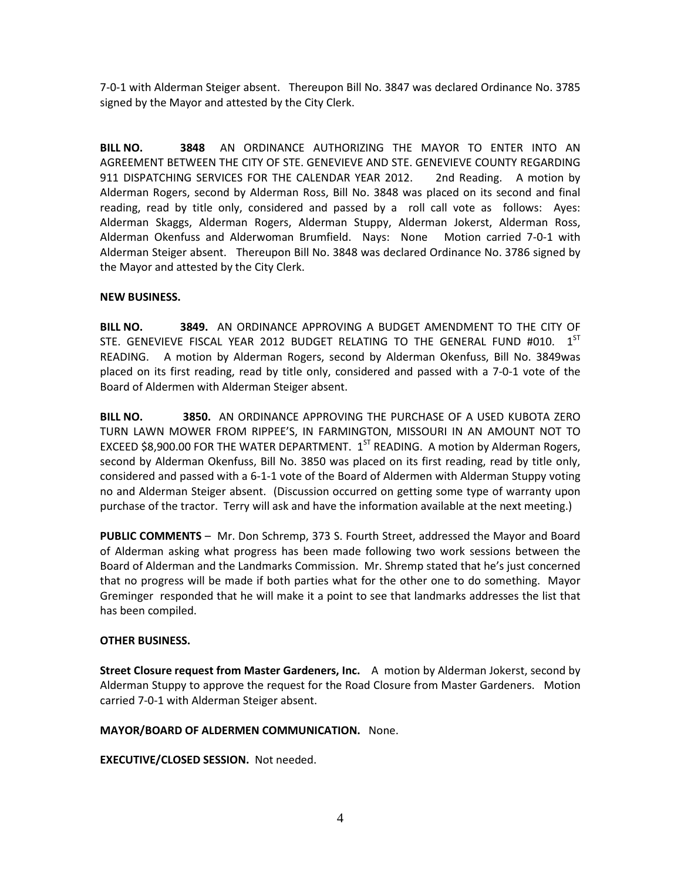7-0-1 with Alderman Steiger absent. Thereupon Bill No. 3847 was declared Ordinance No. 3785 signed by the Mayor and attested by the City Clerk.

**BILL NO. 3848** AN ORDINANCE AUTHORIZING THE MAYOR TO ENTER INTO AN AGREEMENT BETWEEN THE CITY OF STE. GENEVIEVE AND STE. GENEVIEVE COUNTY REGARDING 911 DISPATCHING SERVICES FOR THE CALENDAR YEAR 2012. 2nd Reading. A motion by Alderman Rogers, second by Alderman Ross, Bill No. 3848 was placed on its second and final reading, read by title only, considered and passed by a roll call vote as follows: Ayes: Alderman Skaggs, Alderman Rogers, Alderman Stuppy, Alderman Jokerst, Alderman Ross, Alderman Okenfuss and Alderwoman Brumfield. Nays: None Motion carried 7-0-1 with Alderman Steiger absent. Thereupon Bill No. 3848 was declared Ordinance No. 3786 signed by the Mayor and attested by the City Clerk.

**NEW BUSINESS.**

**BILL NO. 3849.** AN ORDINANCE APPROVING A BUDGET AMENDMENT TO THE CITY OF STE. GENEVIEVE FISCAL YEAR 2012 BUDGET RELATING TO THE GENERAL FUND #010. 1ST READING. A motion by Alderman Rogers, second by Alderman Okenfuss, Bill No. 3849was placed on its first reading, read by title only, considered and passed with a 7-0-1 vote of the Board of Aldermen with Alderman Steiger absent.

**BILL NO. 3850.** AN ORDINANCE APPROVING THE PURCHASE OF A USED KUBOTA ZERO TURN LAWN MOWER FROM RIPPEE'S, IN FARMINGTON, MISSOURI IN AN AMOUNT NOT TO EXCEED $8,900.00 FOR THE WATER DEPARTMENT. 1ST READING. A motion by Alderman Rogers, second by Alderman Okenfuss, Bill No. 3850 was placed on its first reading, read by title only, considered and passed with a 6-1-1 vote of the Board of Aldermen with Alderman Stuppy voting no and Alderman Steiger absent. (Discussion occurred on getting some type of warranty upon purchase of the tractor. Terry will ask and have the information available at the next meeting.)

**PUBLIC COMMENTS** – Mr. Don Schremp, 373 S. Fourth Street, addressed the Mayor and Board of Alderman asking what progress has been made following two work sessions between the Board of Alderman and the Landmarks Commission. Mr. Shremp stated that he's just concerned that no progress will be made if both parties what for the other one to do something. Mayor Greminger responded that he will make it a point to see that landmarks addresses the list that has been compiled.

**OTHER BUSINESS.**

**Street Closure request from Master Gardeners, Inc.** A motion by Alderman Jokerst, second by Alderman Stuppy to approve the request for the Road Closure from Master Gardeners. Motion carried 7-0-1 with Alderman Steiger absent.

**MAYOR/BOARD OF ALDERMEN COMMUNICATION.** None.

**EXECUTIVE/CLOSED SESSION.** Not needed.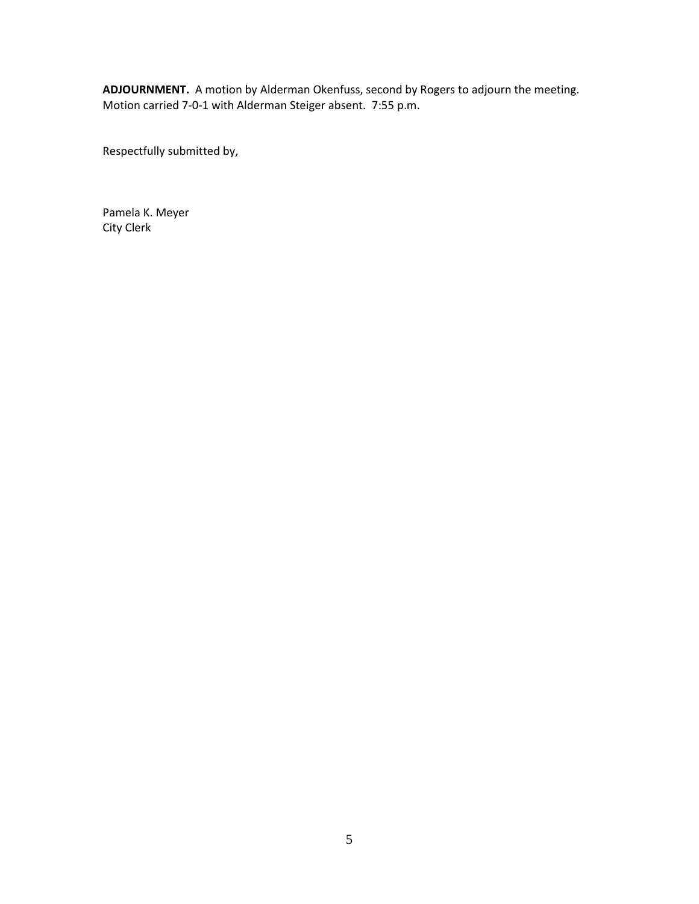**ADJOURNMENT.** A motion by Alderman Okenfuss, second by Rogers to adjourn the meeting. Motion carried 7-0-1 with Alderman Steiger absent. 7:55 p.m.

Respectfully submitted by,

Pamela K. Meyer
City Clerk